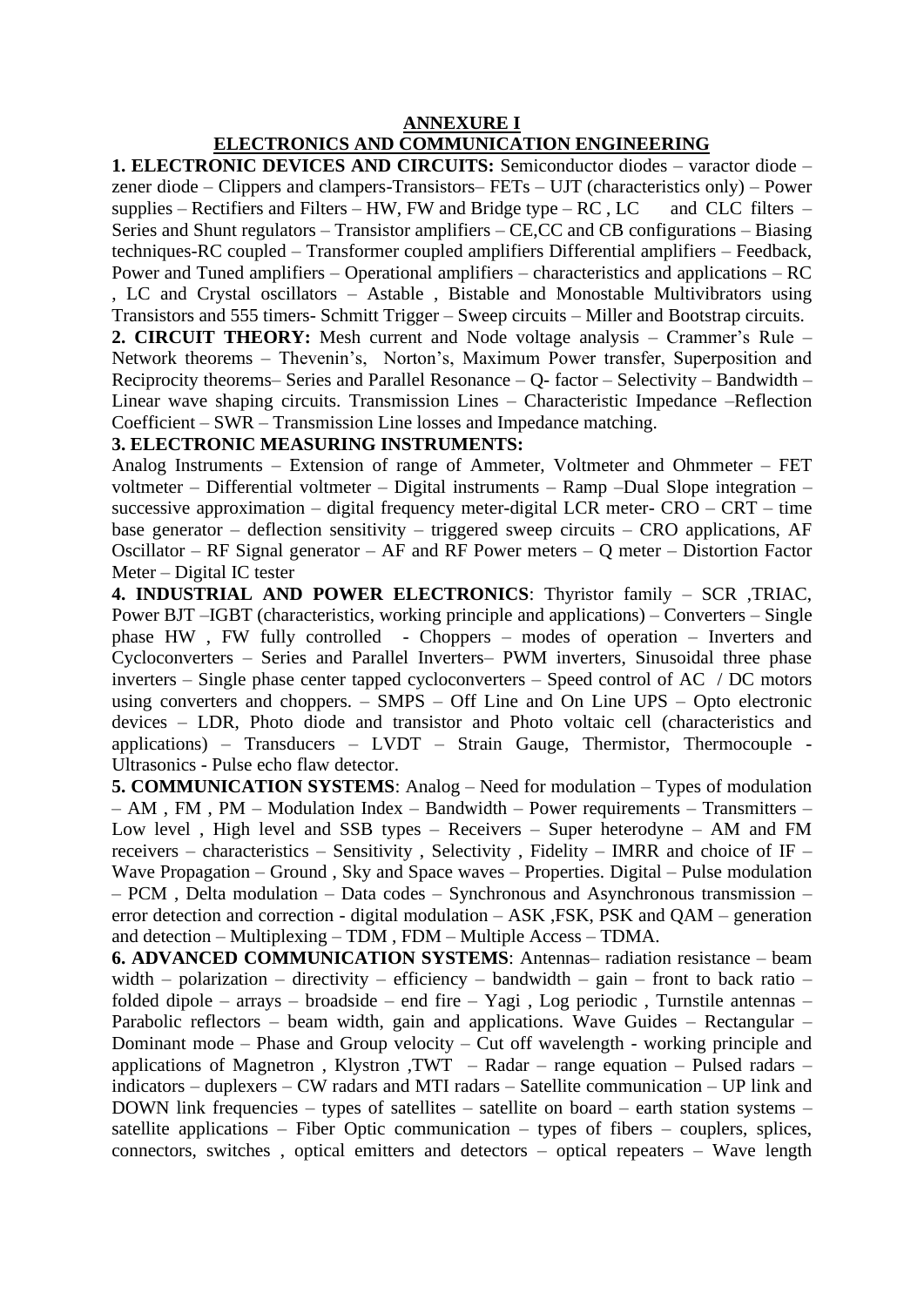# ANNEXURE I

## ELECTRONICS AND COMMUNICATION ENGINEERING

**1. ELECTRONIC DEVICES AND CIRCUITS:** Semiconductor diodes – varactor diode – zener diode – Clippers and clampers-Transistors– FETs – UJT (characteristics only) – Power supplies – Rectifiers and Filters – HW, FW and Bridge type – RC , LC and CLC filters – Series and Shunt regulators – Transistor amplifiers – CE,CC and CB configurations – Biasing techniques-RC coupled – Transformer coupled amplifiers Differential amplifiers – Feedback, Power and Tuned amplifiers – Operational amplifiers – characteristics and applications – RC , LC and Crystal oscillators – Astable , Bistable and Monostable Multivibrators using Transistors and 555 timers- Schmitt Trigger – Sweep circuits – Miller and Bootstrap circuits.

**2. CIRCUIT THEORY:** Mesh current and Node voltage analysis – Crammer's Rule – Network theorems – Thevenin's, Norton's, Maximum Power transfer, Superposition and Reciprocity theorems– Series and Parallel Resonance – Q- factor – Selectivity – Bandwidth – Linear wave shaping circuits. Transmission Lines – Characteristic Impedance –Reflection Coefficient – SWR – Transmission Line losses and Impedance matching.

**3. ELECTRONIC MEASURING INSTRUMENTS:**

Analog Instruments – Extension of range of Ammeter, Voltmeter and Ohmmeter – FET voltmeter – Differential voltmeter – Digital instruments – Ramp –Dual Slope integration – successive approximation – digital frequency meter-digital LCR meter- CRO – CRT – time base generator – deflection sensitivity – triggered sweep circuits – CRO applications, AF Oscillator – RF Signal generator – AF and RF Power meters – Q meter – Distortion Factor Meter – Digital IC tester

**4. INDUSTRIAL AND POWER ELECTRONICS**: Thyristor family – SCR ,TRIAC, Power BJT –IGBT (characteristics, working principle and applications) – Converters – Single phase HW , FW fully controlled - Choppers – modes of operation – Inverters and Cycloconverters – Series and Parallel Inverters– PWM inverters, Sinusoidal three phase inverters – Single phase center tapped cycloconverters – Speed control of AC / DC motors using converters and choppers. – SMPS – Off Line and On Line UPS – Opto electronic devices – LDR, Photo diode and transistor and Photo voltaic cell (characteristics and applications) – Transducers – LVDT – Strain Gauge, Thermistor, Thermocouple - Ultrasonics - Pulse echo flaw detector.

**5. COMMUNICATION SYSTEMS**: Analog – Need for modulation – Types of modulation – AM , FM , PM – Modulation Index – Bandwidth – Power requirements – Transmitters – Low level , High level and SSB types – Receivers – Super heterodyne – AM and FM receivers – characteristics – Sensitivity , Selectivity , Fidelity – IMRR and choice of IF – Wave Propagation – Ground , Sky and Space waves – Properties. Digital – Pulse modulation – PCM , Delta modulation – Data codes – Synchronous and Asynchronous transmission – error detection and correction - digital modulation – ASK ,FSK, PSK and QAM – generation and detection – Multiplexing – TDM , FDM – Multiple Access – TDMA.

**6. ADVANCED COMMUNICATION SYSTEMS**: Antennas– radiation resistance – beam width – polarization – directivity – efficiency – bandwidth – gain – front to back ratio – folded dipole – arrays – broadside – end fire – Yagi , Log periodic , Turnstile antennas – Parabolic reflectors – beam width, gain and applications. Wave Guides – Rectangular – Dominant mode – Phase and Group velocity – Cut off wavelength - working principle and applications of Magnetron , Klystron ,TWT – Radar – range equation – Pulsed radars – indicators – duplexers – CW radars and MTI radars – Satellite communication – UP link and DOWN link frequencies – types of satellites – satellite on board – earth station systems – satellite applications – Fiber Optic communication – types of fibers – couplers, splices, connectors, switches , optical emitters and detectors – optical repeaters – Wave length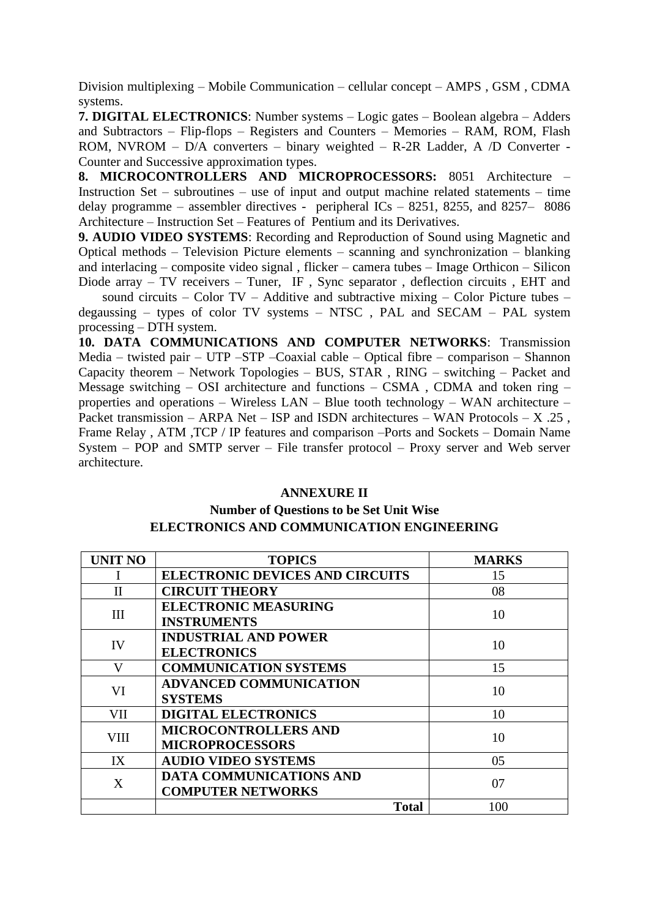Division multiplexing – Mobile Communication – cellular concept – AMPS , GSM , CDMA systems.

**7. DIGITAL ELECTRONICS**: Number systems – Logic gates – Boolean algebra – Adders and Subtractors – Flip-flops – Registers and Counters – Memories – RAM, ROM, Flash ROM, NVROM – D/A converters – binary weighted – R-2R Ladder, A /D Converter - Counter and Successive approximation types.

**8. MICROCONTROLLERS AND MICROPROCESSORS:** 8051 Architecture – Instruction Set – subroutines – use of input and output machine related statements – time delay programme – assembler directives - peripheral ICs – 8251, 8255, and 8257– 8086 Architecture – Instruction Set – Features of Pentium and its Derivatives.

**9. AUDIO VIDEO SYSTEMS**: Recording and Reproduction of Sound using Magnetic and Optical methods – Television Picture elements – scanning and synchronization – blanking and interlacing – composite video signal , flicker – camera tubes – Image Orthicon – Silicon Diode array – TV receivers – Tuner, IF , Sync separator , deflection circuits , EHT and sound circuits – Color TV – Additive and subtractive mixing – Color Picture tubes – degaussing – types of color TV systems – NTSC , PAL and SECAM – PAL system processing – DTH system.

**10. DATA COMMUNICATIONS AND COMPUTER NETWORKS**: Transmission Media – twisted pair – UTP –STP –Coaxial cable – Optical fibre – comparison – Shannon Capacity theorem – Network Topologies – BUS, STAR , RING – switching – Packet and Message switching – OSI architecture and functions – CSMA , CDMA and token ring – properties and operations – Wireless LAN – Blue tooth technology – WAN architecture – Packet transmission – ARPA Net – ISP and ISDN architectures – WAN Protocols – X .25 , Frame Relay , ATM ,TCP / IP features and comparison –Ports and Sockets – Domain Name System – POP and SMTP server – File transfer protocol – Proxy server and Web server architecture.

## ANNEXURE II

### Number of Questions to be Set Unit Wise

### ELECTRONICS AND COMMUNICATION ENGINEERING

| UNIT NO | TOPICS | MARKS |
|---|---|---|
| I | **ELECTRONIC DEVICES AND CIRCUITS** | 15 |
| II | **CIRCUIT THEORY** | 08 |
| III | **ELECTRONIC MEASURING INSTRUMENTS** | 10 |
| IV | **INDUSTRIAL AND POWER ELECTRONICS** | 10 |
| V | **COMMUNICATION SYSTEMS** | 15 |
| VI | **ADVANCED COMMUNICATION SYSTEMS** | 10 |
| VII | **DIGITAL ELECTRONICS** | 10 |
| VIII | **MICROCONTROLLERS AND MICROPROCESSORS** | 10 |
| IX | **AUDIO VIDEO SYSTEMS** | 05 |
| X | **DATA COMMUNICATIONS AND COMPUTER NETWORKS** | 07 |
| | **Total** | 100 |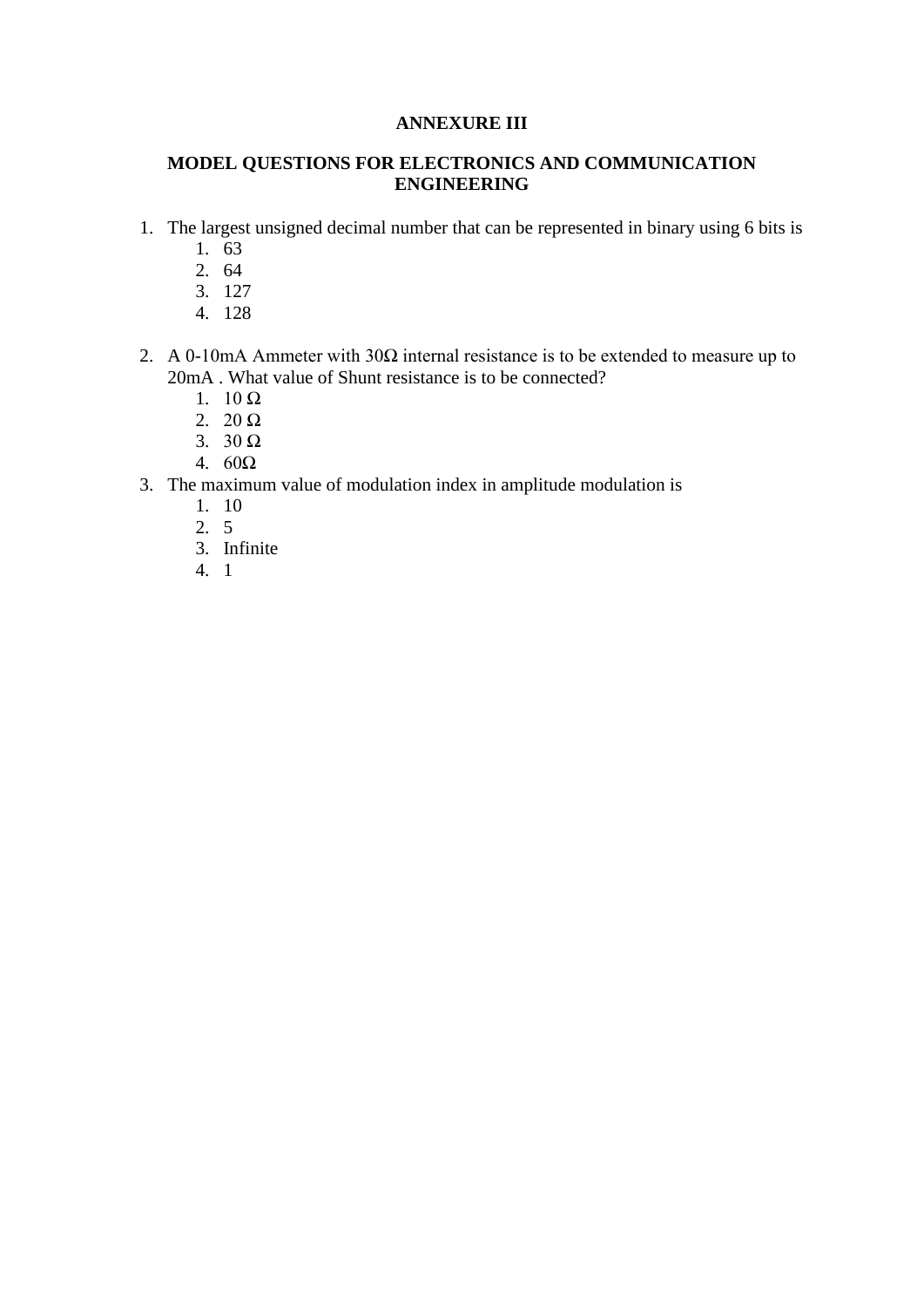**ANNEXURE III**

**MODEL QUESTIONS FOR ELECTRONICS AND COMMUNICATION ENGINEERING**

1. The largest unsigned decimal number that can be represented in binary using 6 bits is
   1. 63
   2. 64
   3. 127
   4. 128

2. A 0-10mA Ammeter with 30Ω internal resistance is to be extended to measure up to 20mA . What value of Shunt resistance is to be connected?
   1. 10 Ω
   2. 20 Ω
   3. 30 Ω
   4. 60Ω

3. The maximum value of modulation index in amplitude modulation is
   1. 10
   2. 5
   3. Infinite
   4. 1